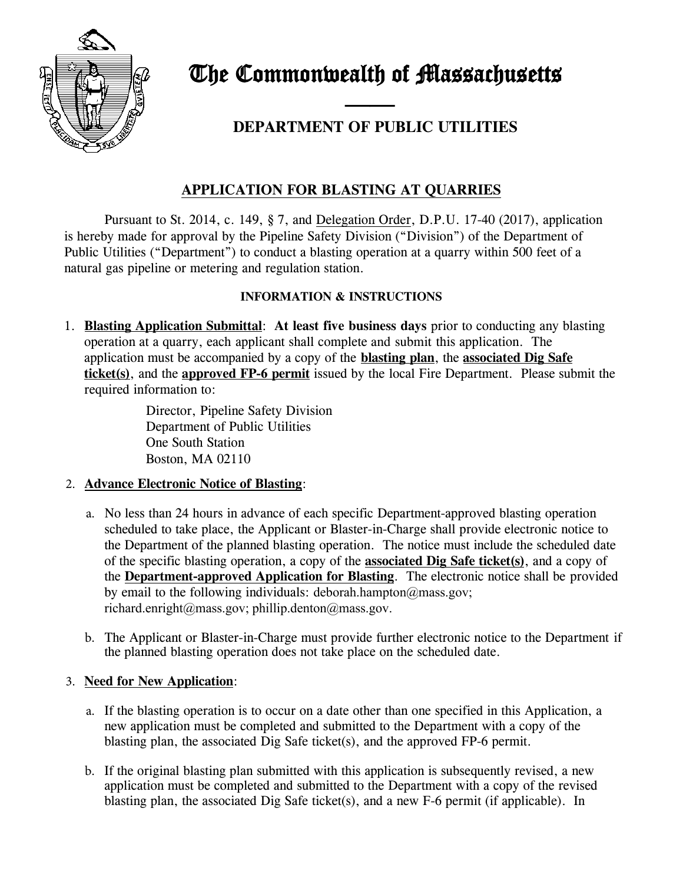# The Commonwealth of Massachusetts

## DEPARTMENT OF PUBLIC UTILITIES

## APPLICATION FOR BLASTING AT QUARRIES

Pursuant to St. 2014, c. 149, § 7, and Delegation Order, D.P.U. 17-40 (2017), application is hereby made for approval by the Pipeline Safety Division ("Division") of the Department of Public Utilities ("Department") to conduct a blasting operation at a quarry within 500 feet of a natural gas pipeline or metering and regulation station.

**INFORMATION & INSTRUCTIONS**

1. **Blasting Application Submittal**: **At least five business days** prior to conducting any blasting operation at a quarry, each applicant shall complete and submit this application. The application must be accompanied by a copy of the **blasting plan**, the **associated Dig Safe ticket(s)**, and the **approved FP-6 permit** issued by the local Fire Department. Please submit the required information to:

   Director, Pipeline Safety Division
   Department of Public Utilities
   One South Station
   Boston, MA 02110

2. **Advance Electronic Notice of Blasting**:

   a. No less than 24 hours in advance of each specific Department-approved blasting operation scheduled to take place, the Applicant or Blaster-in-Charge shall provide electronic notice to the Department of the planned blasting operation. The notice must include the scheduled date of the specific blasting operation, a copy of the **associated Dig Safe ticket(s)**, and a copy of the **Department-approved Application for Blasting**. The electronic notice shall be provided by email to the following individuals: deborah.hampton@mass.gov; richard.enright@mass.gov; phillip.denton@mass.gov.

   b. The Applicant or Blaster-in-Charge must provide further electronic notice to the Department if the planned blasting operation does not take place on the scheduled date.

3. **Need for New Application**:

   a. If the blasting operation is to occur on a date other than one specified in this Application, a new application must be completed and submitted to the Department with a copy of the blasting plan, the associated Dig Safe ticket(s), and the approved FP-6 permit.

   b. If the original blasting plan submitted with this application is subsequently revised, a new application must be completed and submitted to the Department with a copy of the revised blasting plan, the associated Dig Safe ticket(s), and a new F-6 permit (if applicable). In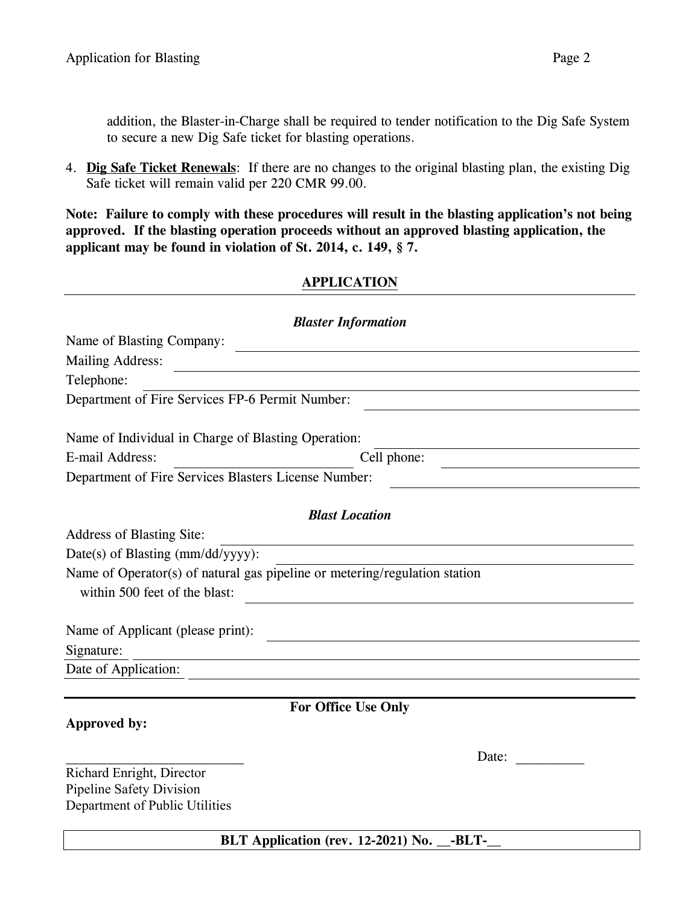addition, the Blaster-in-Charge shall be required to tender notification to the Dig Safe System to secure a new Dig Safe ticket for blasting operations.

4. **Dig Safe Ticket Renewals**: If there are no changes to the original blasting plan, the existing Dig Safe ticket will remain valid per 220 CMR 99.00.

**Note: Failure to comply with these procedures will result in the blasting application's not being approved. If the blasting operation proceeds without an approved blasting application, the applicant may be found in violation of St. 2014, c. 149, § 7.**

## APPLICATION

### *Blaster Information*

Name of Blasting Company: ____________________

Mailing Address: ____________________

Telephone: ____________________

Department of Fire Services FP-6 Permit Number: ____________________

Name of Individual in Charge of Blasting Operation: ____________________

E-mail Address: ____________________ Cell phone: ____________________

Department of Fire Services Blasters License Number: ____________________

### *Blast Location*

Address of Blasting Site: ____________________

Date(s) of Blasting (mm/dd/yyyy): ____________________

Name of Operator(s) of natural gas pipeline or metering/regulation station within 500 feet of the blast: ____________________

Name of Applicant (please print): ____________________

Signature: ____________________

Date of Application: ____________________

**For Office Use Only**

**Approved by:**

__________________________ Date: __________

Richard Enright, Director
Pipeline Safety Division
Department of Public Utilities

**BLT Application (rev. 12-2021) No. __-BLT-__**